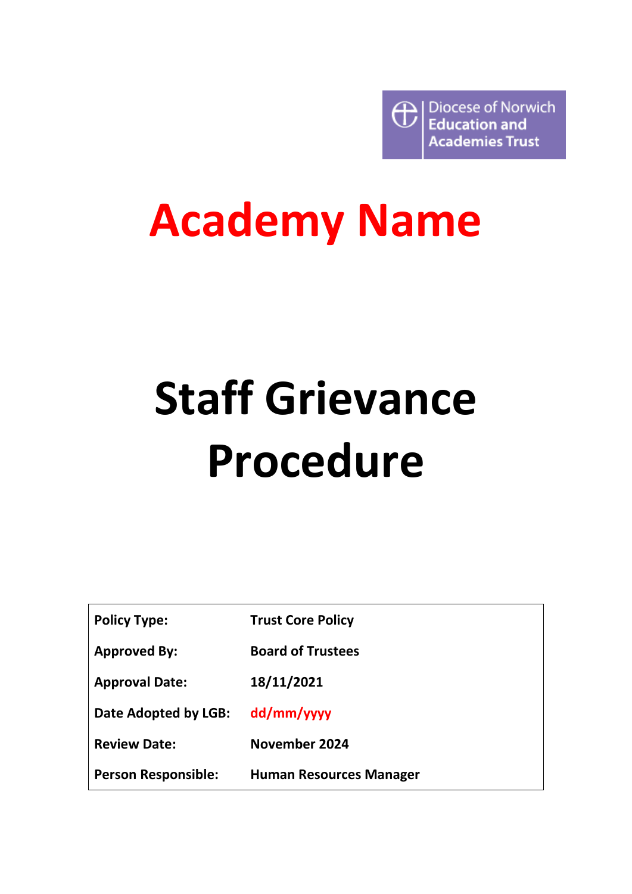Diocese of Norwich Education and Academies Trust

# Academy Name

# Staff Grievance Procedure

| | |
|---|---|
| **Policy Type:** | **Trust Core Policy** |
| **Approved By:** | **Board of Trustees** |
| **Approval Date:** | **18/11/2021** |
| **Date Adopted by LGB:** | **dd/mm/yyyy** |
| **Review Date:** | **November 2024** |
| **Person Responsible:** | **Human Resources Manager** |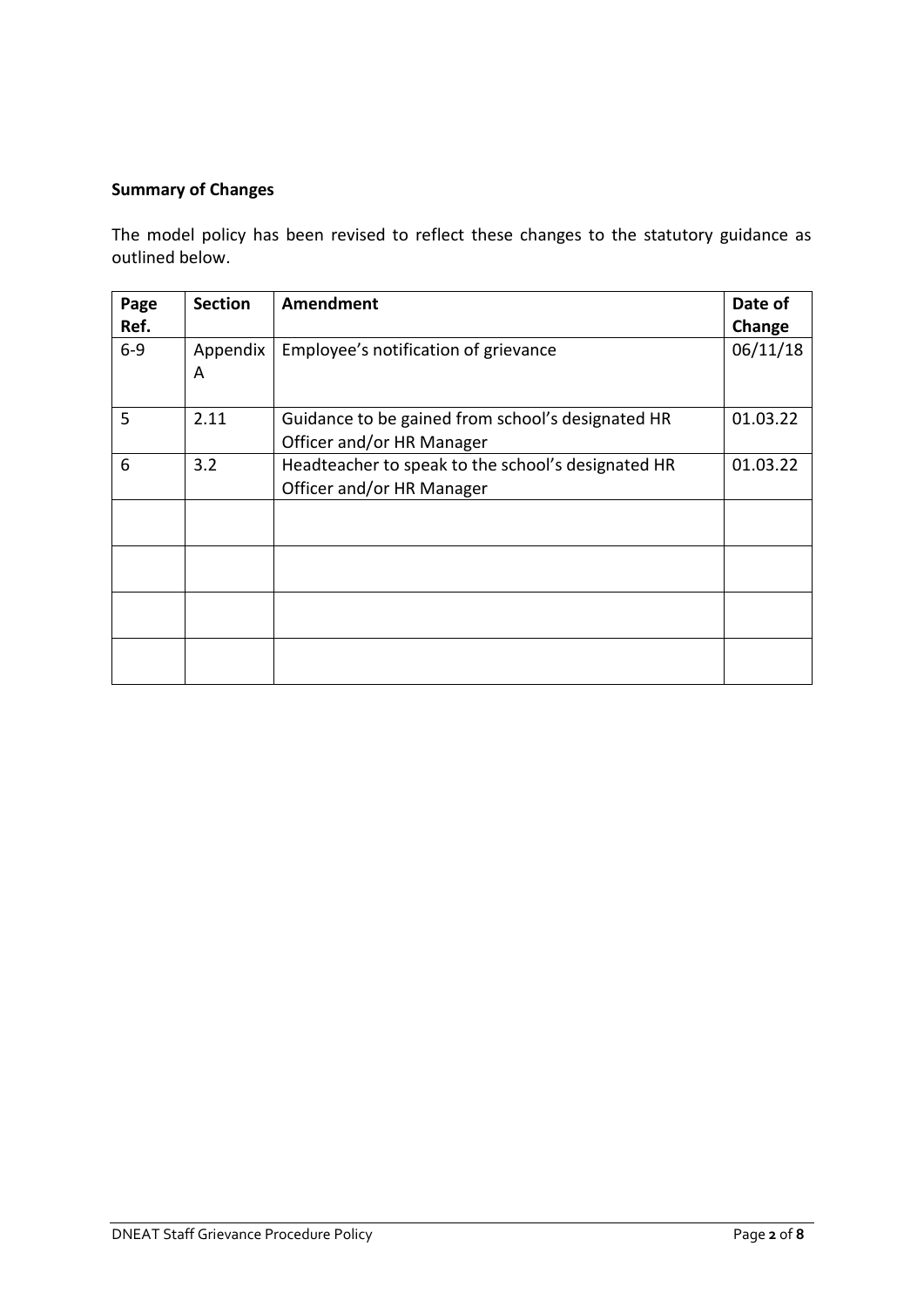**Summary of Changes**

The model policy has been revised to reflect these changes to the statutory guidance as outlined below.

| Page Ref. | Section | Amendment | Date of Change |
|---|---|---|---|
| 6-9 | Appendix A | Employee's notification of grievance | 06/11/18 |
| 5 | 2.11 | Guidance to be gained from school's designated HR Officer and/or HR Manager | 01.03.22 |
| 6 | 3.2 | Headteacher to speak to the school's designated HR Officer and/or HR Manager | 01.03.22 |
| | | | |
| | | | |
| | | | |
| | | | |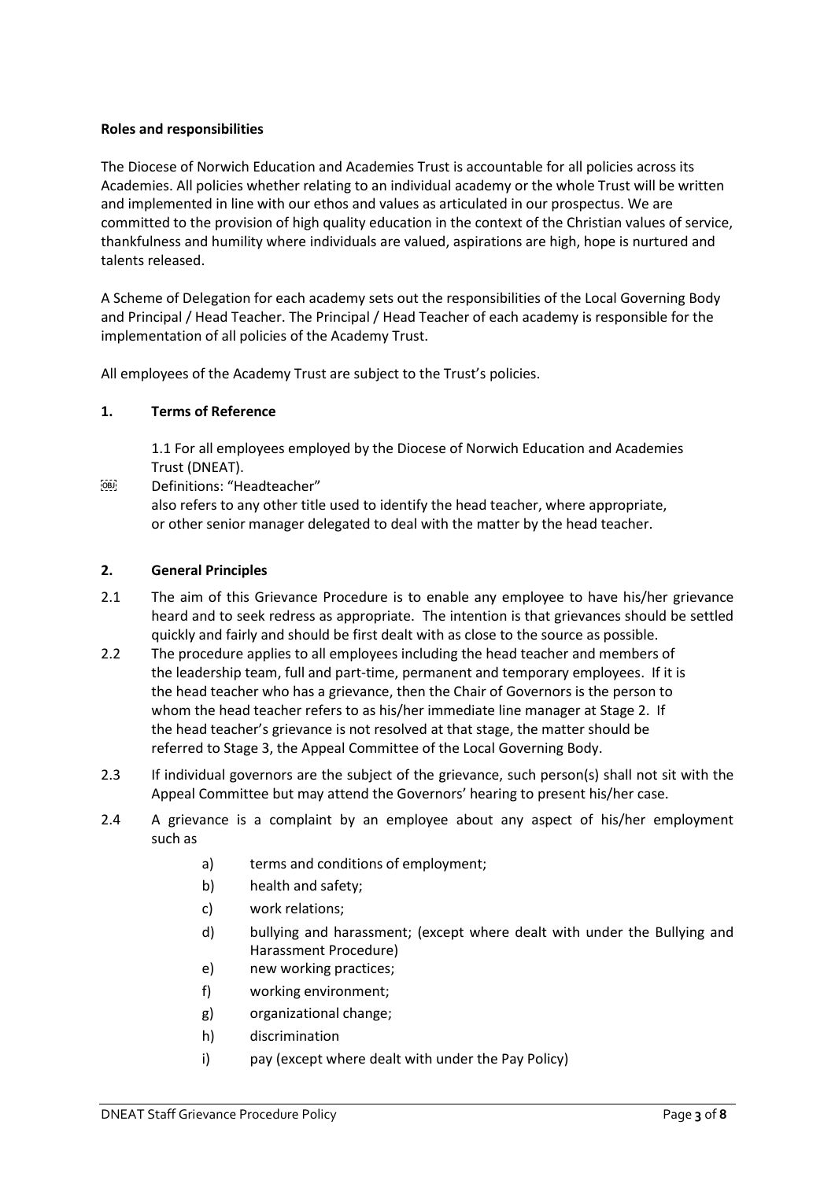**Roles and responsibilities**

The Diocese of Norwich Education and Academies Trust is accountable for all policies across its Academies. All policies whether relating to an individual academy or the whole Trust will be written and implemented in line with our ethos and values as articulated in our prospectus. We are committed to the provision of high quality education in the context of the Christian values of service, thankfulness and humility where individuals are valued, aspirations are high, hope is nurtured and talents released.

A Scheme of Delegation for each academy sets out the responsibilities of the Local Governing Body and Principal / Head Teacher. The Principal / Head Teacher of each academy is responsible for the implementation of all policies of the Academy Trust.

All employees of the Academy Trust are subject to the Trust's policies.

## 1. Terms of Reference

1.1 For all employees employed by the Diocese of Norwich Education and Academies Trust (DNEAT).

Definitions: "Headteacher" also refers to any other title used to identify the head teacher, where appropriate, or other senior manager delegated to deal with the matter by the head teacher.

## 2. General Principles

2.1 The aim of this Grievance Procedure is to enable any employee to have his/her grievance heard and to seek redress as appropriate. The intention is that grievances should be settled quickly and fairly and should be first dealt with as close to the source as possible.

2.2 The procedure applies to all employees including the head teacher and members of the leadership team, full and part-time, permanent and temporary employees. If it is the head teacher who has a grievance, then the Chair of Governors is the person to whom the head teacher refers to as his/her immediate line manager at Stage 2. If the head teacher's grievance is not resolved at that stage, the matter should be referred to Stage 3, the Appeal Committee of the Local Governing Body.

2.3 If individual governors are the subject of the grievance, such person(s) shall not sit with the Appeal Committee but may attend the Governors' hearing to present his/her case.

2.4 A grievance is a complaint by an employee about any aspect of his/her employment such as

a) terms and conditions of employment;

b) health and safety;

c) work relations;

d) bullying and harassment; (except where dealt with under the Bullying and Harassment Procedure)

e) new working practices;

f) working environment;

g) organizational change;

h) discrimination

i) pay (except where dealt with under the Pay Policy)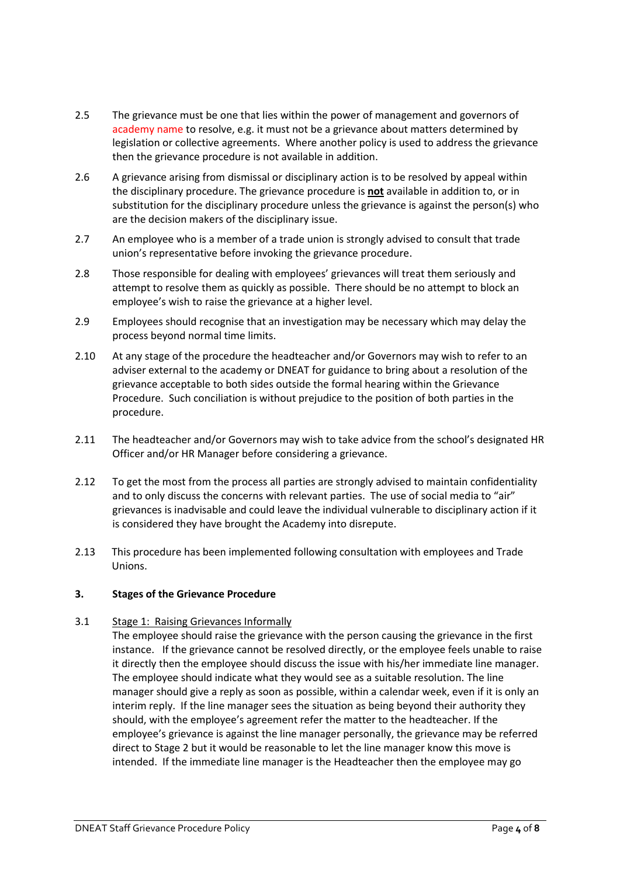2.5 The grievance must be one that lies within the power of management and governors of academy name to resolve, e.g. it must not be a grievance about matters determined by legislation or collective agreements. Where another policy is used to address the grievance then the grievance procedure is not available in addition.

2.6 A grievance arising from dismissal or disciplinary action is to be resolved by appeal within the disciplinary procedure. The grievance procedure is **not** available in addition to, or in substitution for the disciplinary procedure unless the grievance is against the person(s) who are the decision makers of the disciplinary issue.

2.7 An employee who is a member of a trade union is strongly advised to consult that trade union's representative before invoking the grievance procedure.

2.8 Those responsible for dealing with employees' grievances will treat them seriously and attempt to resolve them as quickly as possible. There should be no attempt to block an employee's wish to raise the grievance at a higher level.

2.9 Employees should recognise that an investigation may be necessary which may delay the process beyond normal time limits.

2.10 At any stage of the procedure the headteacher and/or Governors may wish to refer to an adviser external to the academy or DNEAT for guidance to bring about a resolution of the grievance acceptable to both sides outside the formal hearing within the Grievance Procedure. Such conciliation is without prejudice to the position of both parties in the procedure.

2.11 The headteacher and/or Governors may wish to take advice from the school's designated HR Officer and/or HR Manager before considering a grievance.

2.12 To get the most from the process all parties are strongly advised to maintain confidentiality and to only discuss the concerns with relevant parties. The use of social media to "air" grievances is inadvisable and could leave the individual vulnerable to disciplinary action if it is considered they have brought the Academy into disrepute.

2.13 This procedure has been implemented following consultation with employees and Trade Unions.

## 3. Stages of the Grievance Procedure

3.1 Stage 1: Raising Grievances Informally

The employee should raise the grievance with the person causing the grievance in the first instance. If the grievance cannot be resolved directly, or the employee feels unable to raise it directly then the employee should discuss the issue with his/her immediate line manager. The employee should indicate what they would see as a suitable resolution. The line manager should give a reply as soon as possible, within a calendar week, even if it is only an interim reply. If the line manager sees the situation as being beyond their authority they should, with the employee's agreement refer the matter to the headteacher. If the employee's grievance is against the line manager personally, the grievance may be referred direct to Stage 2 but it would be reasonable to let the line manager know this move is intended. If the immediate line manager is the Headteacher then the employee may go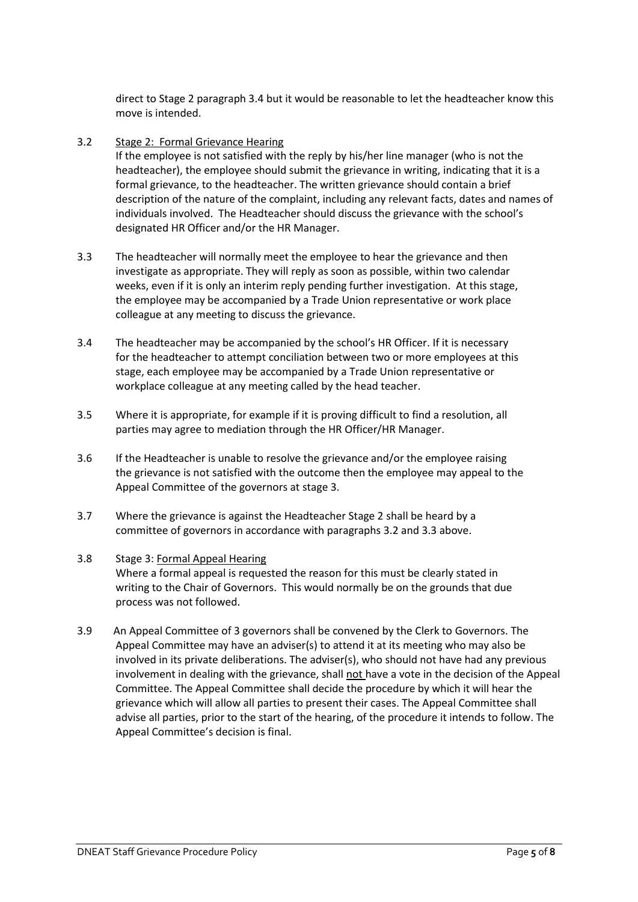direct to Stage 2 paragraph 3.4 but it would be reasonable to let the headteacher know this move is intended.

3.2 Stage 2: Formal Grievance Hearing
If the employee is not satisfied with the reply by his/her line manager (who is not the headteacher), the employee should submit the grievance in writing, indicating that it is a formal grievance, to the headteacher. The written grievance should contain a brief description of the nature of the complaint, including any relevant facts, dates and names of individuals involved. The Headteacher should discuss the grievance with the school's designated HR Officer and/or the HR Manager.

3.3 The headteacher will normally meet the employee to hear the grievance and then investigate as appropriate. They will reply as soon as possible, within two calendar weeks, even if it is only an interim reply pending further investigation. At this stage, the employee may be accompanied by a Trade Union representative or work place colleague at any meeting to discuss the grievance.

3.4 The headteacher may be accompanied by the school's HR Officer. If it is necessary for the headteacher to attempt conciliation between two or more employees at this stage, each employee may be accompanied by a Trade Union representative or workplace colleague at any meeting called by the head teacher.

3.5 Where it is appropriate, for example if it is proving difficult to find a resolution, all parties may agree to mediation through the HR Officer/HR Manager.

3.6 If the Headteacher is unable to resolve the grievance and/or the employee raising the grievance is not satisfied with the outcome then the employee may appeal to the Appeal Committee of the governors at stage 3.

3.7 Where the grievance is against the Headteacher Stage 2 shall be heard by a committee of governors in accordance with paragraphs 3.2 and 3.3 above.

3.8 Stage 3: Formal Appeal Hearing
Where a formal appeal is requested the reason for this must be clearly stated in writing to the Chair of Governors. This would normally be on the grounds that due process was not followed.

3.9 An Appeal Committee of 3 governors shall be convened by the Clerk to Governors. The Appeal Committee may have an adviser(s) to attend it at its meeting who may also be involved in its private deliberations. The adviser(s), who should not have had any previous involvement in dealing with the grievance, shall not have a vote in the decision of the Appeal Committee. The Appeal Committee shall decide the procedure by which it will hear the grievance which will allow all parties to present their cases. The Appeal Committee shall advise all parties, prior to the start of the hearing, of the procedure it intends to follow. The Appeal Committee's decision is final.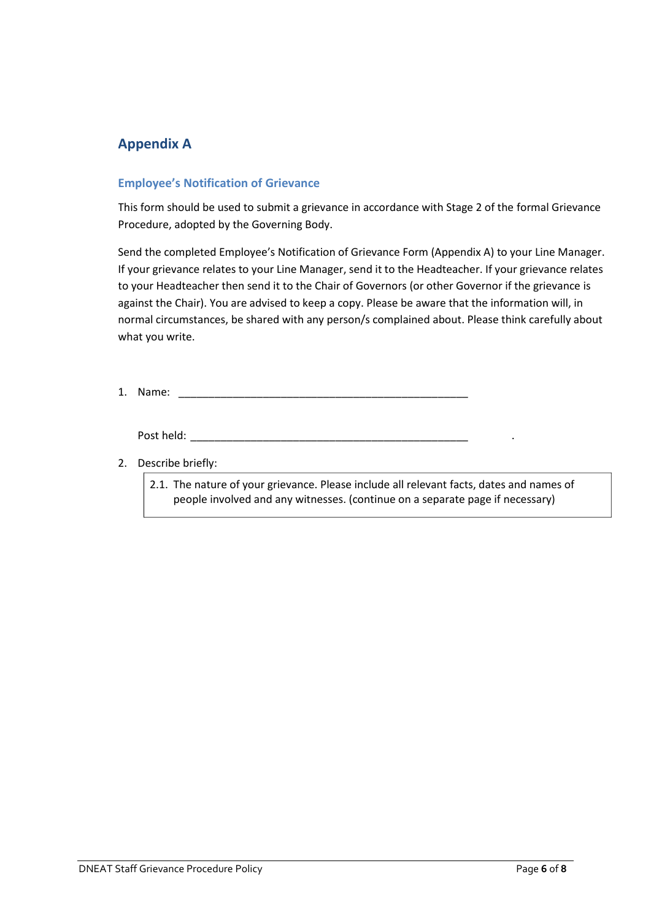## Appendix A

### Employee's Notification of Grievance

This form should be used to submit a grievance in accordance with Stage 2 of the formal Grievance Procedure, adopted by the Governing Body.

Send the completed Employee's Notification of Grievance Form (Appendix A) to your Line Manager. If your grievance relates to your Line Manager, send it to the Headteacher. If your grievance relates to your Headteacher then send it to the Chair of Governors (or other Governor if the grievance is against the Chair). You are advised to keep a copy. Please be aware that the information will, in normal circumstances, be shared with any person/s complained about. Please think carefully about what you write.

1. Name: ___________________________________________________

   Post held: _________________________________________________ .

2. Describe briefly:

| 2.1. The nature of your grievance. Please include all relevant facts, dates and names of people involved and any witnesses. (continue on a separate page if necessary) |
|---|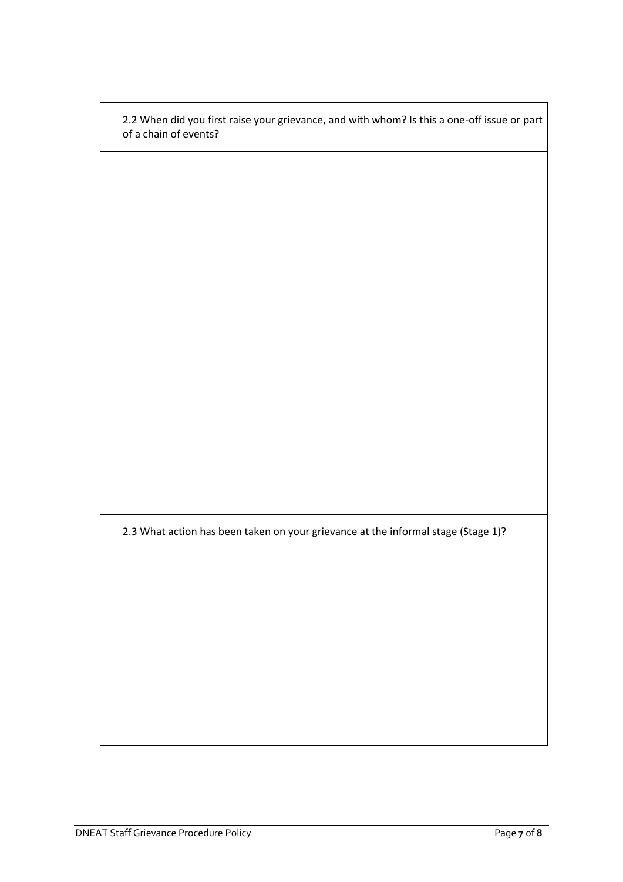| 2.2 When did you first raise your grievance, and with whom? Is this a one-off issue or part of a chain of events? |
|---|
| |
| 2.3 What action has been taken on your grievance at the informal stage (Stage 1)? |
| |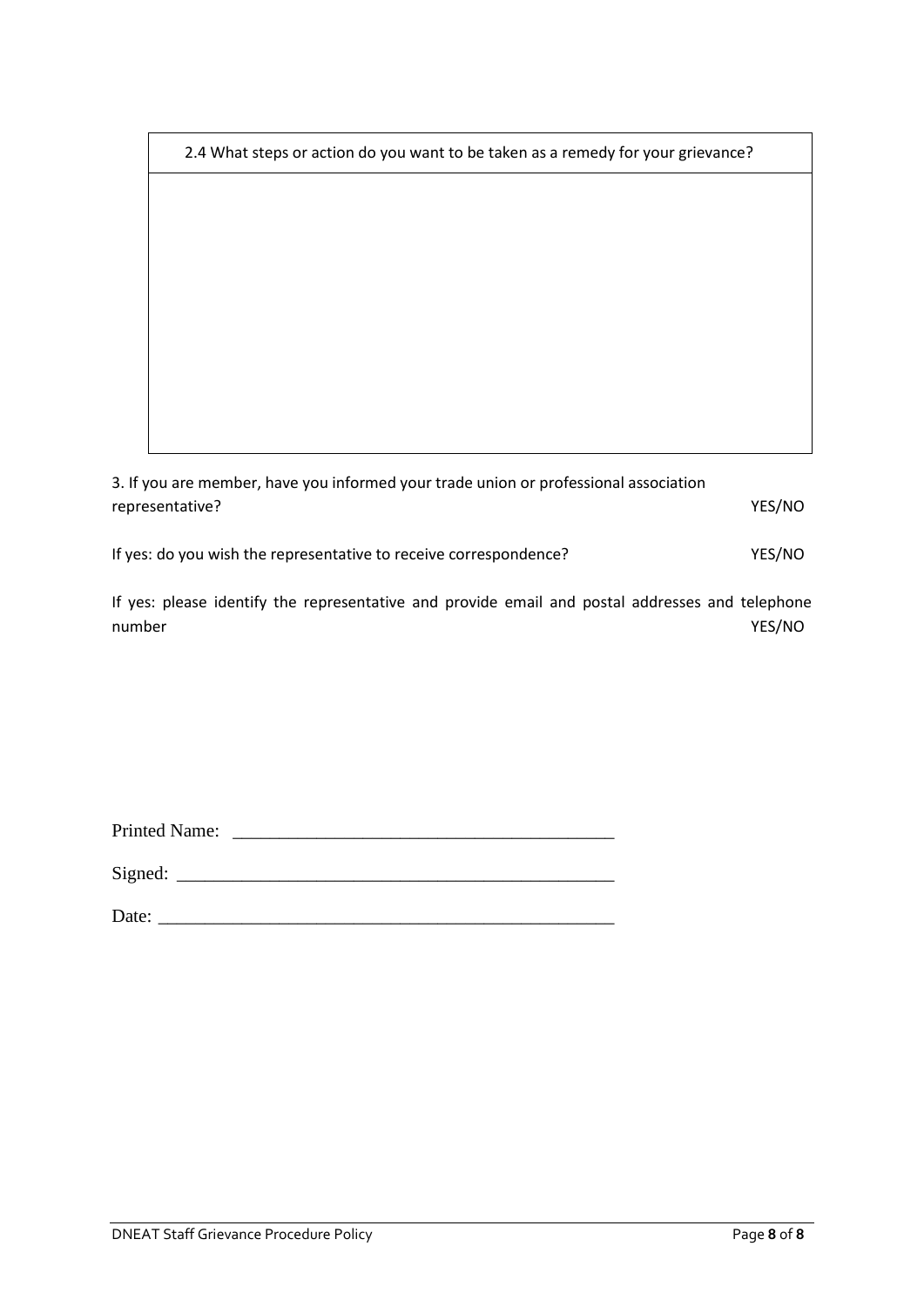| 2.4 What steps or action do you want to be taken as a remedy for your grievance? |
| --- |
| |

3. If you are member, have you informed your trade union or professional association representative? YES/NO

If yes: do you wish the representative to receive correspondence? YES/NO

If yes: please identify the representative and provide email and postal addresses and telephone number YES/NO

Printed Name: ________________________________________

Signed: ______________________________________________

Date: ________________________________________________